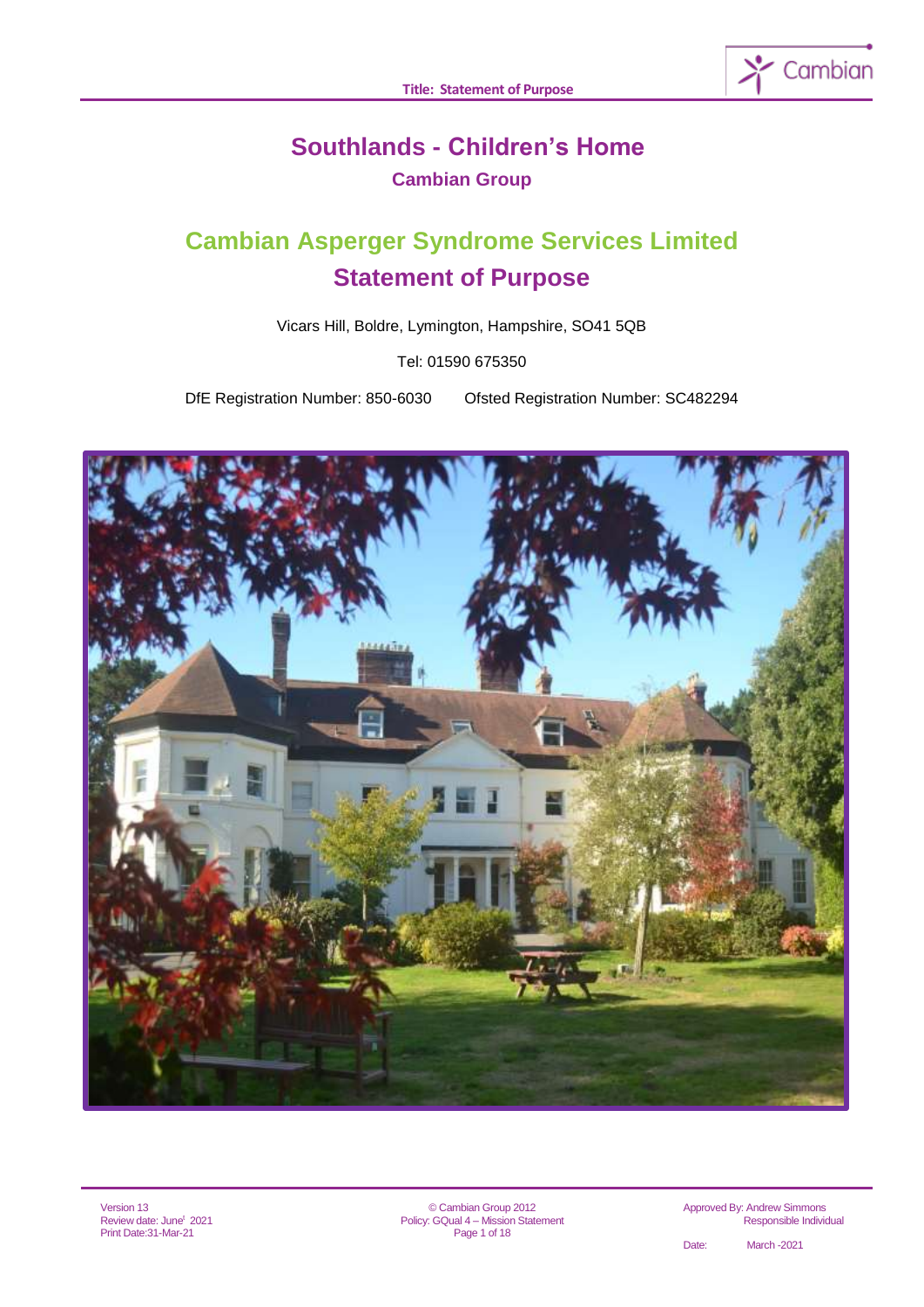# Southlands - Children's Home

## Cambian Group

# Cambian Asperger Syndrome Services Limited

# Statement of Purpose

Vicars Hill, Boldre, Lymington, Hampshire, SO41 5QB

Tel: 01590 675350

DfE Registration Number: 850-6030 Ofsted Registration Number: SC482294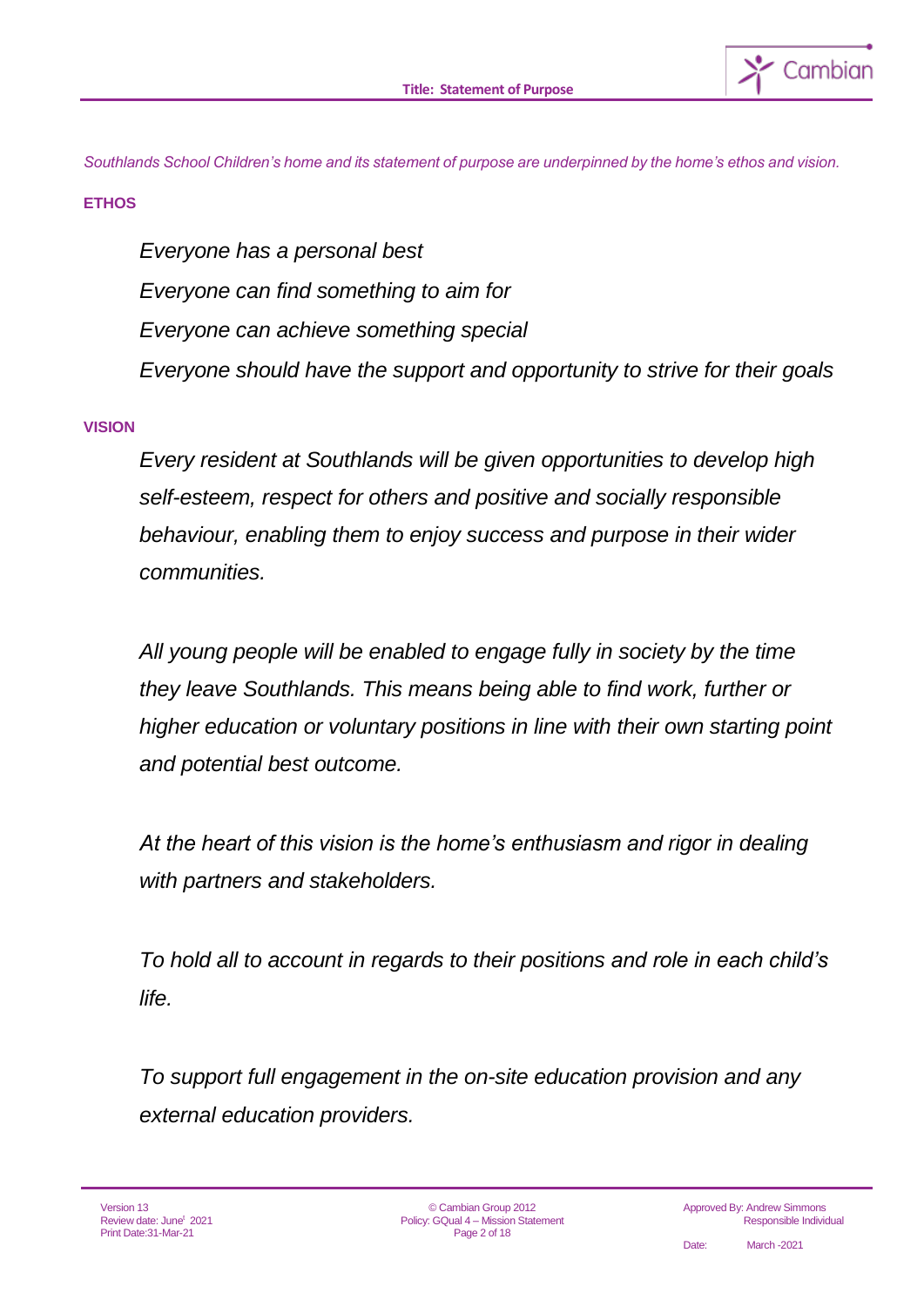*Southlands School Children's home and its statement of purpose are underpinned by the home's ethos and vision.*

**ETHOS**

*Everyone has a personal best*

*Everyone can find something to aim for*

*Everyone can achieve something special*

*Everyone should have the support and opportunity to strive for their goals*

**VISION**

*Every resident at Southlands will be given opportunities to develop high self-esteem, respect for others and positive and socially responsible behaviour, enabling them to enjoy success and purpose in their wider communities.*

*All young people will be enabled to engage fully in society by the time they leave Southlands. This means being able to find work, further or higher education or voluntary positions in line with their own starting point and potential best outcome.*

*At the heart of this vision is the home's enthusiasm and rigor in dealing with partners and stakeholders.*

*To hold all to account in regards to their positions and role in each child's life.*

*To support full engagement in the on-site education provision and any external education providers.*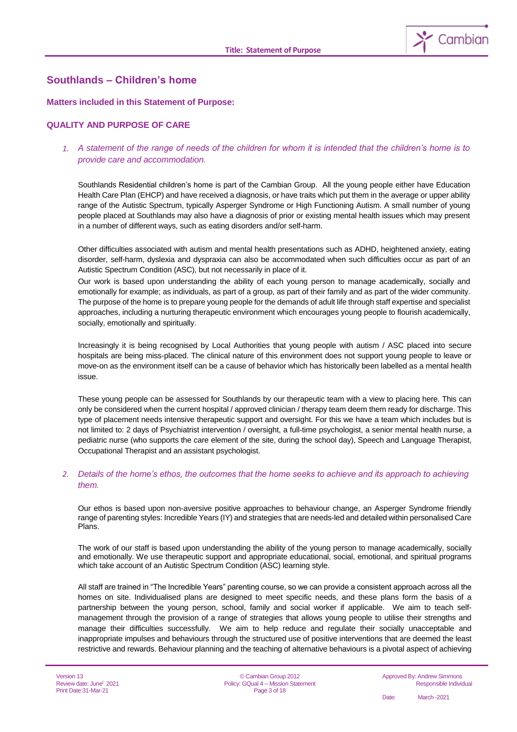## Southlands – Children's home

**Matters included in this Statement of Purpose:**

### QUALITY AND PURPOSE OF CARE

1. *A statement of the range of needs of the children for whom it is intended that the children's home is to provide care and accommodation.*

Southlands Residential children's home is part of the Cambian Group. All the young people either have Education Health Care Plan (EHCP) and have received a diagnosis, or have traits which put them in the average or upper ability range of the Autistic Spectrum, typically Asperger Syndrome or High Functioning Autism. A small number of young people placed at Southlands may also have a diagnosis of prior or existing mental health issues which may present in a number of different ways, such as eating disorders and/or self-harm.

Other difficulties associated with autism and mental health presentations such as ADHD, heightened anxiety, eating disorder, self-harm, dyslexia and dyspraxia can also be accommodated when such difficulties occur as part of an Autistic Spectrum Condition (ASC), but not necessarily in place of it.

Our work is based upon understanding the ability of each young person to manage academically, socially and emotionally for example; as individuals, as part of a group, as part of their family and as part of the wider community. The purpose of the home is to prepare young people for the demands of adult life through staff expertise and specialist approaches, including a nurturing therapeutic environment which encourages young people to flourish academically, socially, emotionally and spiritually.

Increasingly it is being recognised by Local Authorities that young people with autism / ASC placed into secure hospitals are being miss-placed. The clinical nature of this environment does not support young people to leave or move-on as the environment itself can be a cause of behavior which has historically been labelled as a mental health issue.

These young people can be assessed for Southlands by our therapeutic team with a view to placing here. This can only be considered when the current hospital / approved clinician / therapy team deem them ready for discharge. This type of placement needs intensive therapeutic support and oversight. For this we have a team which includes but is not limited to: 2 days of Psychiatrist intervention / oversight, a full-time psychologist, a senior mental health nurse, a pediatric nurse (who supports the care element of the site, during the school day), Speech and Language Therapist, Occupational Therapist and an assistant psychologist.

2. *Details of the home's ethos, the outcomes that the home seeks to achieve and its approach to achieving them.*

Our ethos is based upon non-aversive positive approaches to behaviour change, an Asperger Syndrome friendly range of parenting styles: Incredible Years (IY) and strategies that are needs-led and detailed within personalised Care Plans.

The work of our staff is based upon understanding the ability of the young person to manage academically, socially and emotionally. We use therapeutic support and appropriate educational, social, emotional, and spiritual programs which take account of an Autistic Spectrum Condition (ASC) learning style.

All staff are trained in "The Incredible Years" parenting course, so we can provide a consistent approach across all the homes on site. Individualised plans are designed to meet specific needs, and these plans form the basis of a partnership between the young person, school, family and social worker if applicable. We aim to teach self-management through the provision of a range of strategies that allows young people to utilise their strengths and manage their difficulties successfully. We aim to help reduce and regulate their socially unacceptable and inappropriate impulses and behaviours through the structured use of positive interventions that are deemed the least restrictive and rewards. Behaviour planning and the teaching of alternative behaviours is a pivotal aspect of achieving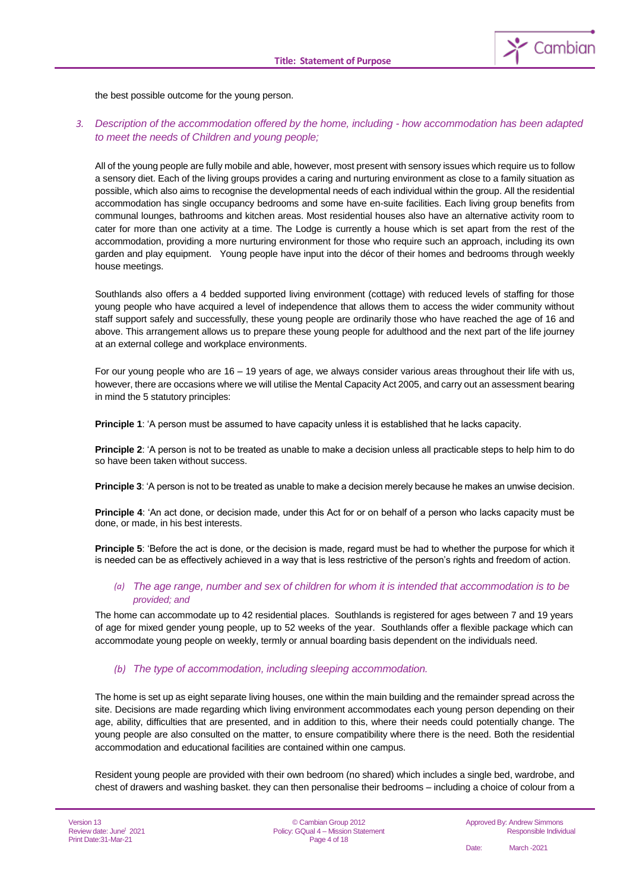the best possible outcome for the young person.

### 3. *Description of the accommodation offered by the home, including - how accommodation has been adapted to meet the needs of Children and young people;*

All of the young people are fully mobile and able, however, most present with sensory issues which require us to follow a sensory diet. Each of the living groups provides a caring and nurturing environment as close to a family situation as possible, which also aims to recognise the developmental needs of each individual within the group. All the residential accommodation has single occupancy bedrooms and some have en-suite facilities. Each living group benefits from communal lounges, bathrooms and kitchen areas. Most residential houses also have an alternative activity room to cater for more than one activity at a time. The Lodge is currently a house which is set apart from the rest of the accommodation, providing a more nurturing environment for those who require such an approach, including its own garden and play equipment. Young people have input into the décor of their homes and bedrooms through weekly house meetings.

Southlands also offers a 4 bedded supported living environment (cottage) with reduced levels of staffing for those young people who have acquired a level of independence that allows them to access the wider community without staff support safely and successfully, these young people are ordinarily those who have reached the age of 16 and above. This arrangement allows us to prepare these young people for adulthood and the next part of the life journey at an external college and workplace environments.

For our young people who are 16 – 19 years of age, we always consider various areas throughout their life with us, however, there are occasions where we will utilise the Mental Capacity Act 2005, and carry out an assessment bearing in mind the 5 statutory principles:

**Principle 1**: 'A person must be assumed to have capacity unless it is established that he lacks capacity.

**Principle 2**: 'A person is not to be treated as unable to make a decision unless all practicable steps to help him to do so have been taken without success.

**Principle 3**: 'A person is not to be treated as unable to make a decision merely because he makes an unwise decision.

**Principle 4**: 'An act done, or decision made, under this Act for or on behalf of a person who lacks capacity must be done, or made, in his best interests.

**Principle 5**: 'Before the act is done, or the decision is made, regard must be had to whether the purpose for which it is needed can be as effectively achieved in a way that is less restrictive of the person's rights and freedom of action.

#### *(a) The age range, number and sex of children for whom it is intended that accommodation is to be provided; and*

The home can accommodate up to 42 residential places. Southlands is registered for ages between 7 and 19 years of age for mixed gender young people, up to 52 weeks of the year. Southlands offer a flexible package which can accommodate young people on weekly, termly or annual boarding basis dependent on the individuals need.

#### *(b) The type of accommodation, including sleeping accommodation.*

The home is set up as eight separate living houses, one within the main building and the remainder spread across the site. Decisions are made regarding which living environment accommodates each young person depending on their age, ability, difficulties that are presented, and in addition to this, where their needs could potentially change. The young people are also consulted on the matter, to ensure compatibility where there is the need. Both the residential accommodation and educational facilities are contained within one campus.

Resident young people are provided with their own bedroom (no shared) which includes a single bed, wardrobe, and chest of drawers and washing basket. they can then personalise their bedrooms – including a choice of colour from a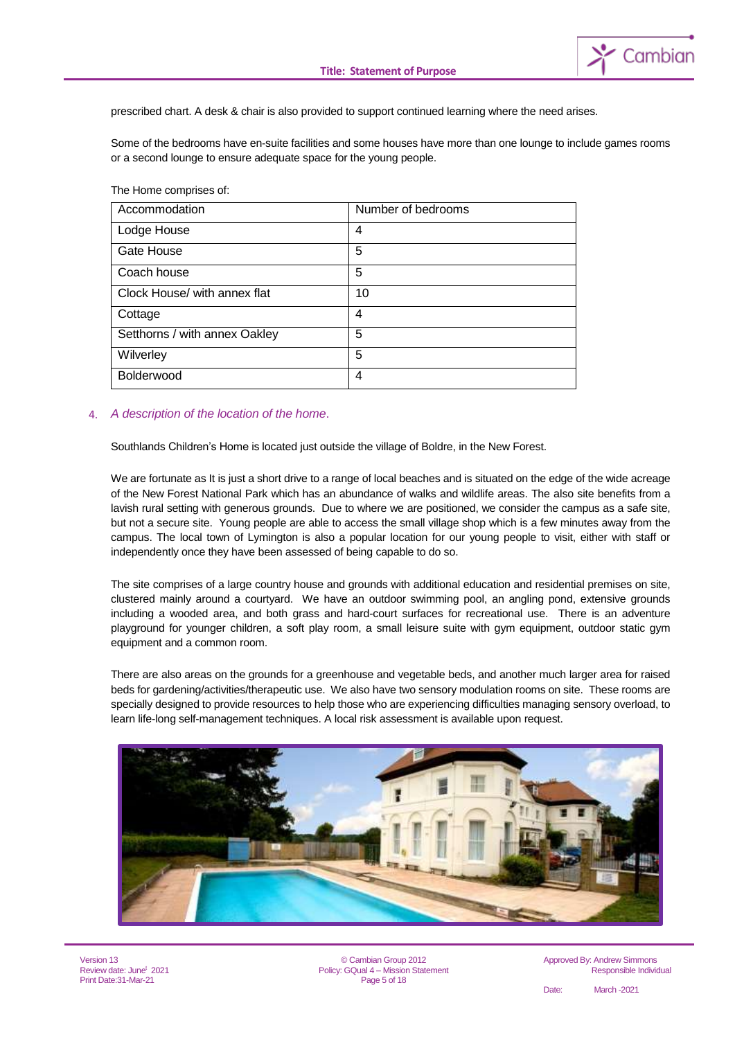prescribed chart. A desk & chair is also provided to support continued learning where the need arises.

Some of the bedrooms have en-suite facilities and some houses have more than one lounge to include games rooms or a second lounge to ensure adequate space for the young people.

The Home comprises of:

| Accommodation | Number of bedrooms |
|---|---|
| Lodge House | 4 |
| Gate House | 5 |
| Coach house | 5 |
| Clock House/ with annex flat | 10 |
| Cottage | 4 |
| Setthorns / with annex Oakley | 5 |
| Wilverley | 5 |
| Bolderwood | 4 |

## 4. *A description of the location of the home*.

Southlands Children's Home is located just outside the village of Boldre, in the New Forest.

We are fortunate as It is just a short drive to a range of local beaches and is situated on the edge of the wide acreage of the New Forest National Park which has an abundance of walks and wildlife areas. The also site benefits from a lavish rural setting with generous grounds. Due to where we are positioned, we consider the campus as a safe site, but not a secure site. Young people are able to access the small village shop which is a few minutes away from the campus. The local town of Lymington is also a popular location for our young people to visit, either with staff or independently once they have been assessed of being capable to do so.

The site comprises of a large country house and grounds with additional education and residential premises on site, clustered mainly around a courtyard. We have an outdoor swimming pool, an angling pond, extensive grounds including a wooded area, and both grass and hard-court surfaces for recreational use. There is an adventure playground for younger children, a soft play room, a small leisure suite with gym equipment, outdoor static gym equipment and a common room.

There are also areas on the grounds for a greenhouse and vegetable beds, and another much larger area for raised beds for gardening/activities/therapeutic use. We also have two sensory modulation rooms on site. These rooms are specially designed to provide resources to help those who are experiencing difficulties managing sensory overload, to learn life-long self-management techniques. A local risk assessment is available upon request.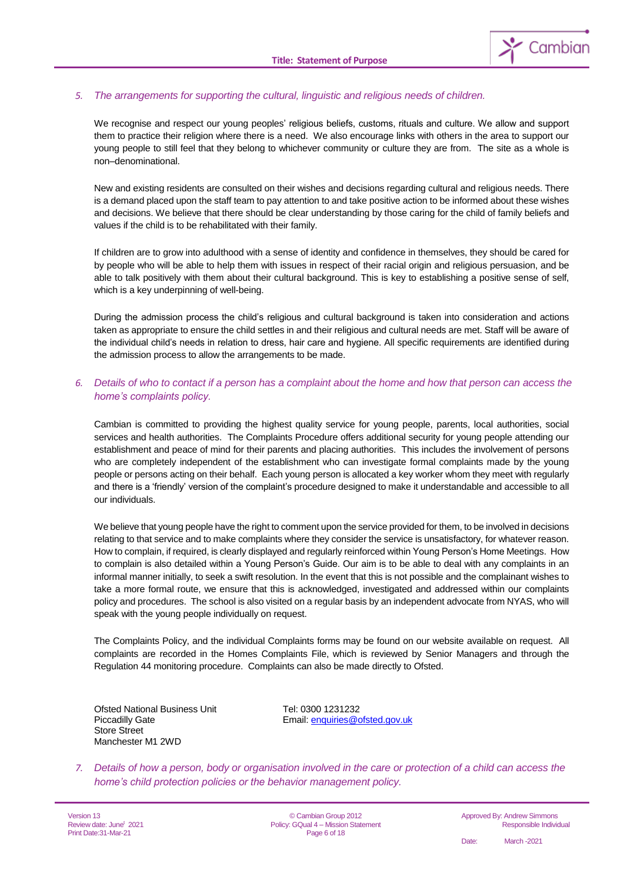*5. The arrangements for supporting the cultural, linguistic and religious needs of children.*

We recognise and respect our young peoples' religious beliefs, customs, rituals and culture. We allow and support them to practice their religion where there is a need. We also encourage links with others in the area to support our young people to still feel that they belong to whichever community or culture they are from. The site as a whole is non–denominational.

New and existing residents are consulted on their wishes and decisions regarding cultural and religious needs. There is a demand placed upon the staff team to pay attention to and take positive action to be informed about these wishes and decisions. We believe that there should be clear understanding by those caring for the child of family beliefs and values if the child is to be rehabilitated with their family.

If children are to grow into adulthood with a sense of identity and confidence in themselves, they should be cared for by people who will be able to help them with issues in respect of their racial origin and religious persuasion, and be able to talk positively with them about their cultural background. This is key to establishing a positive sense of self, which is a key underpinning of well-being.

During the admission process the child's religious and cultural background is taken into consideration and actions taken as appropriate to ensure the child settles in and their religious and cultural needs are met. Staff will be aware of the individual child's needs in relation to dress, hair care and hygiene. All specific requirements are identified during the admission process to allow the arrangements to be made.

*6. Details of who to contact if a person has a complaint about the home and how that person can access the home's complaints policy.*

Cambian is committed to providing the highest quality service for young people, parents, local authorities, social services and health authorities. The Complaints Procedure offers additional security for young people attending our establishment and peace of mind for their parents and placing authorities. This includes the involvement of persons who are completely independent of the establishment who can investigate formal complaints made by the young people or persons acting on their behalf. Each young person is allocated a key worker whom they meet with regularly and there is a 'friendly' version of the complaint's procedure designed to make it understandable and accessible to all our individuals.

We believe that young people have the right to comment upon the service provided for them, to be involved in decisions relating to that service and to make complaints where they consider the service is unsatisfactory, for whatever reason. How to complain, if required, is clearly displayed and regularly reinforced within Young Person's Home Meetings. How to complain is also detailed within a Young Person's Guide. Our aim is to be able to deal with any complaints in an informal manner initially, to seek a swift resolution. In the event that this is not possible and the complainant wishes to take a more formal route, we ensure that this is acknowledged, investigated and addressed within our complaints policy and procedures. The school is also visited on a regular basis by an independent advocate from NYAS, who will speak with the young people individually on request.

The Complaints Policy, and the individual Complaints forms may be found on our website available on request. All complaints are recorded in the Homes Complaints File, which is reviewed by Senior Managers and through the Regulation 44 monitoring procedure. Complaints can also be made directly to Ofsted.

Ofsted National Business Unit
Piccadilly Gate
Store Street
Manchester M1 2WD

Tel: 0300 1231232
Email: enquiries@ofsted.gov.uk

*7. Details of how a person, body or organisation involved in the care or protection of a child can access the home's child protection policies or the behavior management policy.*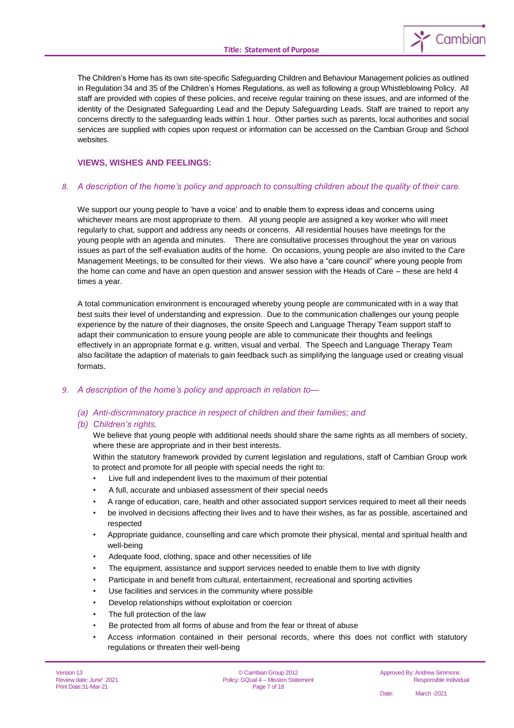The Children's Home has its own site-specific Safeguarding Children and Behaviour Management policies as outlined in Regulation 34 and 35 of the Children's Homes Regulations, as well as following a group Whistleblowing Policy. All staff are provided with copies of these policies, and receive regular training on these issues, and are informed of the identity of the Designated Safeguarding Lead and the Deputy Safeguarding Leads. Staff are trained to report any concerns directly to the safeguarding leads within 1 hour. Other parties such as parents, local authorities and social services are supplied with copies upon request or information can be accessed on the Cambian Group and School websites.

## VIEWS, WISHES AND FEELINGS:

*8. A description of the home's policy and approach to consulting children about the quality of their care.*

We support our young people to 'have a voice' and to enable them to express ideas and concerns using whichever means are most appropriate to them. All young people are assigned a key worker who will meet regularly to chat, support and address any needs or concerns. All residential houses have meetings for the young people with an agenda and minutes. There are consultative processes throughout the year on various issues as part of the self-evaluation audits of the home. On occasions, young people are also invited to the Care Management Meetings, to be consulted for their views. We also have a "care council" where young people from the home can come and have an open question and answer session with the Heads of Care – these are held 4 times a year.

A total communication environment is encouraged whereby young people are communicated with in a way that best suits their level of understanding and expression. Due to the communication challenges our young people experience by the nature of their diagnoses, the onsite Speech and Language Therapy Team support staff to adapt their communication to ensure young people are able to communicate their thoughts and feelings effectively in an appropriate format e.g. written, visual and verbal. The Speech and Language Therapy Team also facilitate the adaption of materials to gain feedback such as simplifying the language used or creating visual formats.

*9. A description of the home's policy and approach in relation to—*

*(a) Anti-discriminatory practice in respect of children and their families; and*

*(b) Children's rights.*

We believe that young people with additional needs should share the same rights as all members of society, where these are appropriate and in their best interests.

Within the statutory framework provided by current legislation and regulations, staff of Cambian Group work to protect and promote for all people with special needs the right to:

- Live full and independent lives to the maximum of their potential
- A full, accurate and unbiased assessment of their special needs
- A range of education, care, health and other associated support services required to meet all their needs
- be involved in decisions affecting their lives and to have their wishes, as far as possible, ascertained and respected
- Appropriate guidance, counselling and care which promote their physical, mental and spiritual health and well-being
- Adequate food, clothing, space and other necessities of life
- The equipment, assistance and support services needed to enable them to live with dignity
- Participate in and benefit from cultural, entertainment, recreational and sporting activities
- Use facilities and services in the community where possible
- Develop relationships without exploitation or coercion
- The full protection of the law
- Be protected from all forms of abuse and from the fear or threat of abuse
- Access information contained in their personal records, where this does not conflict with statutory regulations or threaten their well-being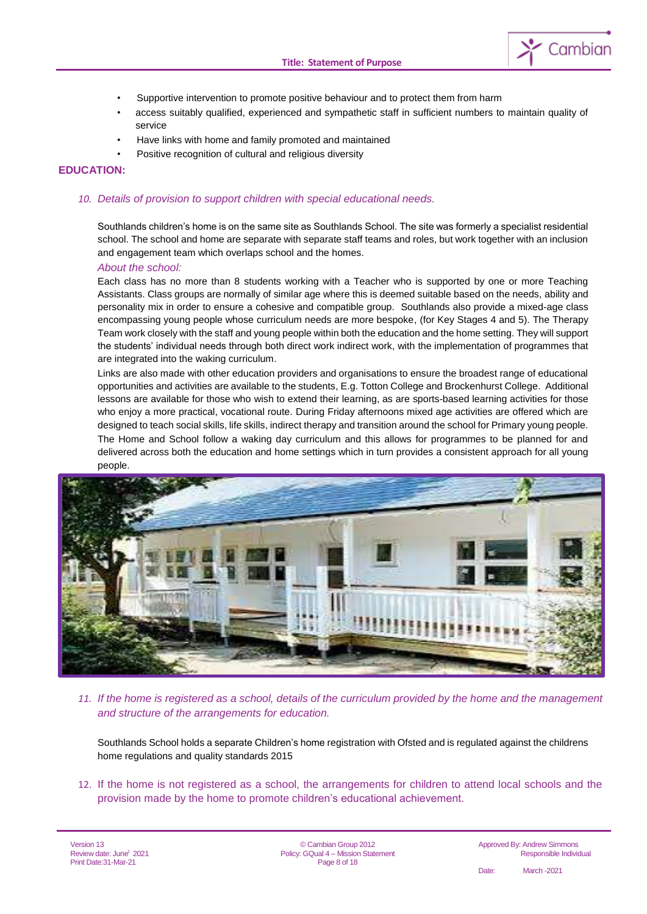- Supportive intervention to promote positive behaviour and to protect them from harm
- access suitably qualified, experienced and sympathetic staff in sufficient numbers to maintain quality of service
- Have links with home and family promoted and maintained
- Positive recognition of cultural and religious diversity

## EDUCATION:

### *10. Details of provision to support children with special educational needs.*

Southlands children's home is on the same site as Southlands School. The site was formerly a specialist residential school. The school and home are separate with separate staff teams and roles, but work together with an inclusion and engagement team which overlaps school and the homes.

*About the school:*

Each class has no more than 8 students working with a Teacher who is supported by one or more Teaching Assistants. Class groups are normally of similar age where this is deemed suitable based on the needs, ability and personality mix in order to ensure a cohesive and compatible group. Southlands also provide a mixed-age class encompassing young people whose curriculum needs are more bespoke, (for Key Stages 4 and 5). The Therapy Team work closely with the staff and young people within both the education and the home setting. They will support the students' individual needs through both direct work indirect work, with the implementation of programmes that are integrated into the waking curriculum.

Links are also made with other education providers and organisations to ensure the broadest range of educational opportunities and activities are available to the students, E.g. Totton College and Brockenhurst College. Additional lessons are available for those who wish to extend their learning, as are sports-based learning activities for those who enjoy a more practical, vocational route. During Friday afternoons mixed age activities are offered which are designed to teach social skills, life skills, indirect therapy and transition around the school for Primary young people.

The Home and School follow a waking day curriculum and this allows for programmes to be planned for and delivered across both the education and home settings which in turn provides a consistent approach for all young people.

### *11. If the home is registered as a school, details of the curriculum provided by the home and the management and structure of the arrangements for education.*

Southlands School holds a separate Children's home registration with Ofsted and is regulated against the childrens home regulations and quality standards 2015

### 12. If the home is not registered as a school, the arrangements for children to attend local schools and the provision made by the home to promote children's educational achievement.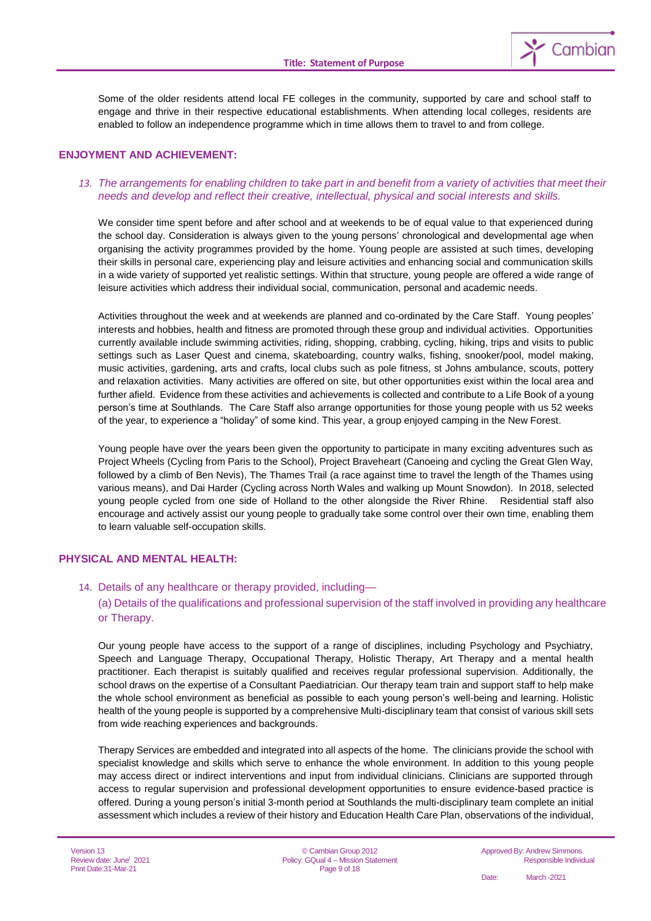Some of the older residents attend local FE colleges in the community, supported by care and school staff to engage and thrive in their respective educational establishments. When attending local colleges, residents are enabled to follow an independence programme which in time allows them to travel to and from college.

## ENJOYMENT AND ACHIEVEMENT:

*13. The arrangements for enabling children to take part in and benefit from a variety of activities that meet their needs and develop and reflect their creative, intellectual, physical and social interests and skills.*

We consider time spent before and after school and at weekends to be of equal value to that experienced during the school day. Consideration is always given to the young persons' chronological and developmental age when organising the activity programmes provided by the home. Young people are assisted at such times, developing their skills in personal care, experiencing play and leisure activities and enhancing social and communication skills in a wide variety of supported yet realistic settings. Within that structure, young people are offered a wide range of leisure activities which address their individual social, communication, personal and academic needs.

Activities throughout the week and at weekends are planned and co-ordinated by the Care Staff. Young peoples' interests and hobbies, health and fitness are promoted through these group and individual activities. Opportunities currently available include swimming activities, riding, shopping, crabbing, cycling, hiking, trips and visits to public settings such as Laser Quest and cinema, skateboarding, country walks, fishing, snooker/pool, model making, music activities, gardening, arts and crafts, local clubs such as pole fitness, st Johns ambulance, scouts, pottery and relaxation activities. Many activities are offered on site, but other opportunities exist within the local area and further afield. Evidence from these activities and achievements is collected and contribute to a Life Book of a young person's time at Southlands. The Care Staff also arrange opportunities for those young people with us 52 weeks of the year, to experience a "holiday" of some kind. This year, a group enjoyed camping in the New Forest.

Young people have over the years been given the opportunity to participate in many exciting adventures such as Project Wheels (Cycling from Paris to the School), Project Braveheart (Canoeing and cycling the Great Glen Way, followed by a climb of Ben Nevis), The Thames Trail (a race against time to travel the length of the Thames using various means), and Dai Harder (Cycling across North Wales and walking up Mount Snowdon). In 2018, selected young people cycled from one side of Holland to the other alongside the River Rhine. Residential staff also encourage and actively assist our young people to gradually take some control over their own time, enabling them to learn valuable self-occupation skills.

## PHYSICAL AND MENTAL HEALTH:

14. Details of any healthcare or therapy provided, including—

(a) Details of the qualifications and professional supervision of the staff involved in providing any healthcare or Therapy.

Our young people have access to the support of a range of disciplines, including Psychology and Psychiatry, Speech and Language Therapy, Occupational Therapy, Holistic Therapy, Art Therapy and a mental health practitioner. Each therapist is suitably qualified and receives regular professional supervision. Additionally, the school draws on the expertise of a Consultant Paediatrician. Our therapy team train and support staff to help make the whole school environment as beneficial as possible to each young person's well-being and learning. Holistic health of the young people is supported by a comprehensive Multi-disciplinary team that consist of various skill sets from wide reaching experiences and backgrounds.

Therapy Services are embedded and integrated into all aspects of the home. The clinicians provide the school with specialist knowledge and skills which serve to enhance the whole environment. In addition to this young people may access direct or indirect interventions and input from individual clinicians. Clinicians are supported through access to regular supervision and professional development opportunities to ensure evidence-based practice is offered. During a young person's initial 3-month period at Southlands the multi-disciplinary team complete an initial assessment which includes a review of their history and Education Health Care Plan, observations of the individual,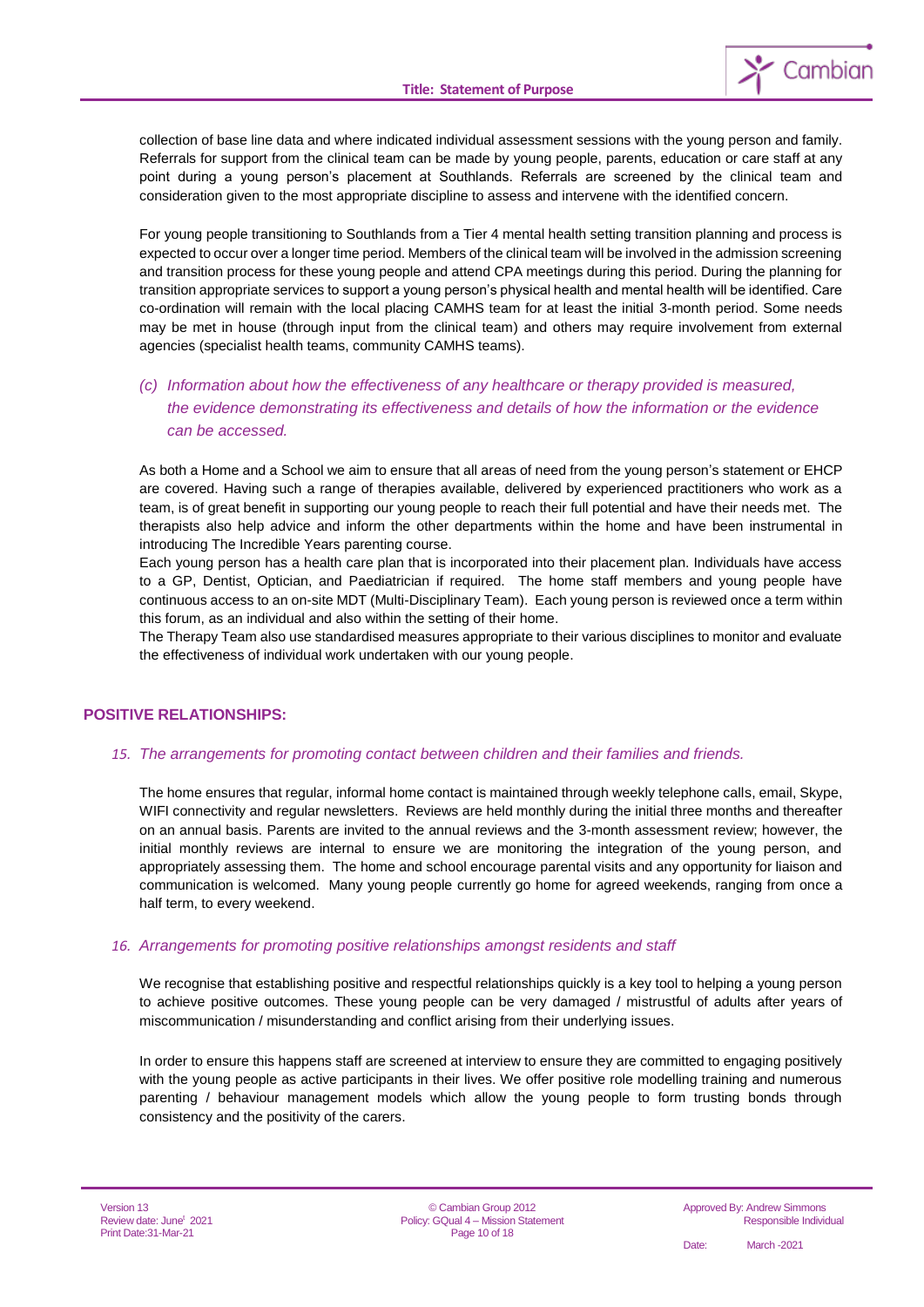collection of base line data and where indicated individual assessment sessions with the young person and family. Referrals for support from the clinical team can be made by young people, parents, education or care staff at any point during a young person's placement at Southlands. Referrals are screened by the clinical team and consideration given to the most appropriate discipline to assess and intervene with the identified concern.

For young people transitioning to Southlands from a Tier 4 mental health setting transition planning and process is expected to occur over a longer time period. Members of the clinical team will be involved in the admission screening and transition process for these young people and attend CPA meetings during this period. During the planning for transition appropriate services to support a young person's physical health and mental health will be identified. Care co-ordination will remain with the local placing CAMHS team for at least the initial 3-month period. Some needs may be met in house (through input from the clinical team) and others may require involvement from external agencies (specialist health teams, community CAMHS teams).

*(c) Information about how the effectiveness of any healthcare or therapy provided is measured, the evidence demonstrating its effectiveness and details of how the information or the evidence can be accessed.*

As both a Home and a School we aim to ensure that all areas of need from the young person's statement or EHCP are covered. Having such a range of therapies available, delivered by experienced practitioners who work as a team, is of great benefit in supporting our young people to reach their full potential and have their needs met. The therapists also help advice and inform the other departments within the home and have been instrumental in introducing The Incredible Years parenting course.

Each young person has a health care plan that is incorporated into their placement plan. Individuals have access to a GP, Dentist, Optician, and Paediatrician if required. The home staff members and young people have continuous access to an on-site MDT (Multi-Disciplinary Team). Each young person is reviewed once a term within this forum, as an individual and also within the setting of their home.

The Therapy Team also use standardised measures appropriate to their various disciplines to monitor and evaluate the effectiveness of individual work undertaken with our young people.

## POSITIVE RELATIONSHIPS:

*15. The arrangements for promoting contact between children and their families and friends.*

The home ensures that regular, informal home contact is maintained through weekly telephone calls, email, Skype, WIFI connectivity and regular newsletters. Reviews are held monthly during the initial three months and thereafter on an annual basis. Parents are invited to the annual reviews and the 3-month assessment review; however, the initial monthly reviews are internal to ensure we are monitoring the integration of the young person, and appropriately assessing them. The home and school encourage parental visits and any opportunity for liaison and communication is welcomed. Many young people currently go home for agreed weekends, ranging from once a half term, to every weekend.

*16. Arrangements for promoting positive relationships amongst residents and staff*

We recognise that establishing positive and respectful relationships quickly is a key tool to helping a young person to achieve positive outcomes. These young people can be very damaged / mistrustful of adults after years of miscommunication / misunderstanding and conflict arising from their underlying issues.

In order to ensure this happens staff are screened at interview to ensure they are committed to engaging positively with the young people as active participants in their lives. We offer positive role modelling training and numerous parenting / behaviour management models which allow the young people to form trusting bonds through consistency and the positivity of the carers.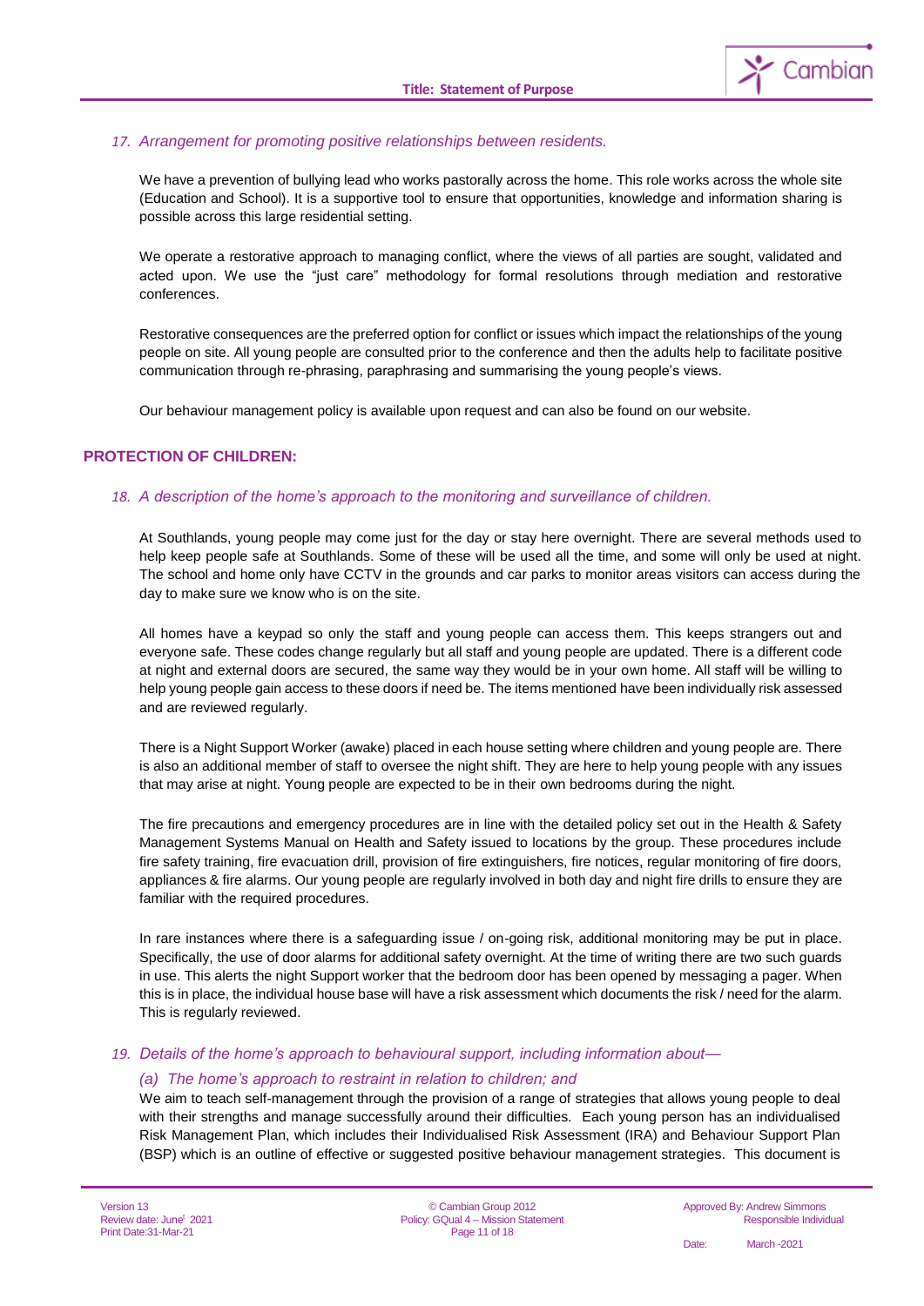*17. Arrangement for promoting positive relationships between residents.*

We have a prevention of bullying lead who works pastorally across the home. This role works across the whole site (Education and School). It is a supportive tool to ensure that opportunities, knowledge and information sharing is possible across this large residential setting.

We operate a restorative approach to managing conflict, where the views of all parties are sought, validated and acted upon. We use the "just care" methodology for formal resolutions through mediation and restorative conferences.

Restorative consequences are the preferred option for conflict or issues which impact the relationships of the young people on site. All young people are consulted prior to the conference and then the adults help to facilitate positive communication through re-phrasing, paraphrasing and summarising the young people's views.

Our behaviour management policy is available upon request and can also be found on our website.

## PROTECTION OF CHILDREN:

*18. A description of the home's approach to the monitoring and surveillance of children.*

At Southlands, young people may come just for the day or stay here overnight. There are several methods used to help keep people safe at Southlands. Some of these will be used all the time, and some will only be used at night. The school and home only have CCTV in the grounds and car parks to monitor areas visitors can access during the day to make sure we know who is on the site.

All homes have a keypad so only the staff and young people can access them. This keeps strangers out and everyone safe. These codes change regularly but all staff and young people are updated. There is a different code at night and external doors are secured, the same way they would be in your own home. All staff will be willing to help young people gain access to these doors if need be. The items mentioned have been individually risk assessed and are reviewed regularly.

There is a Night Support Worker (awake) placed in each house setting where children and young people are. There is also an additional member of staff to oversee the night shift. They are here to help young people with any issues that may arise at night. Young people are expected to be in their own bedrooms during the night.

The fire precautions and emergency procedures are in line with the detailed policy set out in the Health & Safety Management Systems Manual on Health and Safety issued to locations by the group. These procedures include fire safety training, fire evacuation drill, provision of fire extinguishers, fire notices, regular monitoring of fire doors, appliances & fire alarms. Our young people are regularly involved in both day and night fire drills to ensure they are familiar with the required procedures.

In rare instances where there is a safeguarding issue / on-going risk, additional monitoring may be put in place. Specifically, the use of door alarms for additional safety overnight. At the time of writing there are two such guards in use. This alerts the night Support worker that the bedroom door has been opened by messaging a pager. When this is in place, the individual house base will have a risk assessment which documents the risk / need for the alarm. This is regularly reviewed.

*19. Details of the home's approach to behavioural support, including information about—*

*(a) The home's approach to restraint in relation to children; and*

We aim to teach self-management through the provision of a range of strategies that allows young people to deal with their strengths and manage successfully around their difficulties. Each young person has an individualised Risk Management Plan, which includes their Individualised Risk Assessment (IRA) and Behaviour Support Plan (BSP) which is an outline of effective or suggested positive behaviour management strategies. This document is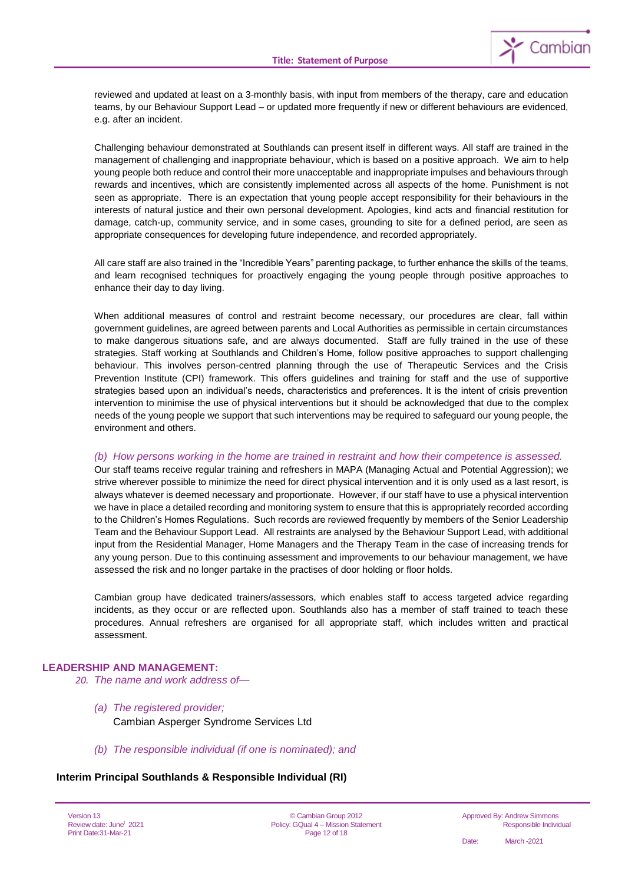reviewed and updated at least on a 3-monthly basis, with input from members of the therapy, care and education teams, by our Behaviour Support Lead – or updated more frequently if new or different behaviours are evidenced, e.g. after an incident.

Challenging behaviour demonstrated at Southlands can present itself in different ways. All staff are trained in the management of challenging and inappropriate behaviour, which is based on a positive approach. We aim to help young people both reduce and control their more unacceptable and inappropriate impulses and behaviours through rewards and incentives, which are consistently implemented across all aspects of the home. Punishment is not seen as appropriate. There is an expectation that young people accept responsibility for their behaviours in the interests of natural justice and their own personal development. Apologies, kind acts and financial restitution for damage, catch-up, community service, and in some cases, grounding to site for a defined period, are seen as appropriate consequences for developing future independence, and recorded appropriately.

All care staff are also trained in the "Incredible Years" parenting package, to further enhance the skills of the teams, and learn recognised techniques for proactively engaging the young people through positive approaches to enhance their day to day living.

When additional measures of control and restraint become necessary, our procedures are clear, fall within government guidelines, are agreed between parents and Local Authorities as permissible in certain circumstances to make dangerous situations safe, and are always documented. Staff are fully trained in the use of these strategies. Staff working at Southlands and Children's Home, follow positive approaches to support challenging behaviour. This involves person-centred planning through the use of Therapeutic Services and the Crisis Prevention Institute (CPI) framework. This offers guidelines and training for staff and the use of supportive strategies based upon an individual's needs, characteristics and preferences. It is the intent of crisis prevention intervention to minimise the use of physical interventions but it should be acknowledged that due to the complex needs of the young people we support that such interventions may be required to safeguard our young people, the environment and others.

*(b) How persons working in the home are trained in restraint and how their competence is assessed.*

Our staff teams receive regular training and refreshers in MAPA (Managing Actual and Potential Aggression); we strive wherever possible to minimize the need for direct physical intervention and it is only used as a last resort, is always whatever is deemed necessary and proportionate. However, if our staff have to use a physical intervention we have in place a detailed recording and monitoring system to ensure that this is appropriately recorded according to the Children's Homes Regulations. Such records are reviewed frequently by members of the Senior Leadership Team and the Behaviour Support Lead. All restraints are analysed by the Behaviour Support Lead, with additional input from the Residential Manager, Home Managers and the Therapy Team in the case of increasing trends for any young person. Due to this continuing assessment and improvements to our behaviour management, we have assessed the risk and no longer partake in the practises of door holding or floor holds.

Cambian group have dedicated trainers/assessors, which enables staff to access targeted advice regarding incidents, as they occur or are reflected upon. Southlands also has a member of staff trained to teach these procedures. Annual refreshers are organised for all appropriate staff, which includes written and practical assessment.

## LEADERSHIP AND MANAGEMENT:

*20. The name and work address of—*

*(a) The registered provider;*

Cambian Asperger Syndrome Services Ltd

*(b) The responsible individual (if one is nominated); and*

**Interim Principal Southlands & Responsible Individual (RI)**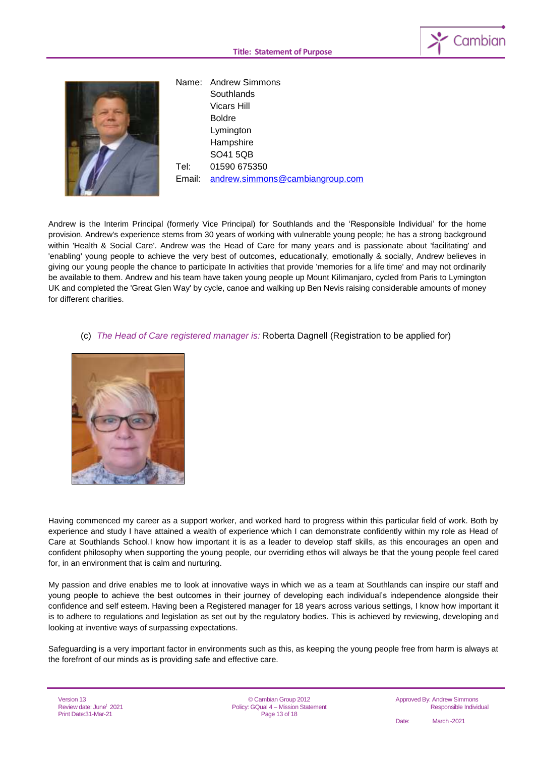Name: Andrew Simmons
Southlands
Vicars Hill
Boldre
Lymington
Hampshire
SO41 5QB

Tel: 01590 675350

Email: andrew.simmons@cambiangroup.com

Andrew is the Interim Principal (formerly Vice Principal) for Southlands and the 'Responsible Individual' for the home provision. Andrew's experience stems from 30 years of working with vulnerable young people; he has a strong background within 'Health & Social Care'. Andrew was the Head of Care for many years and is passionate about 'facilitating' and 'enabling' young people to achieve the very best of outcomes, educationally, emotionally & socially, Andrew believes in giving our young people the chance to participate In activities that provide 'memories for a life time' and may not ordinarily be available to them. Andrew and his team have taken young people up Mount Kilimanjaro, cycled from Paris to Lymington UK and completed the 'Great Glen Way' by cycle, canoe and walking up Ben Nevis raising considerable amounts of money for different charities.

(c) *The Head of Care registered manager is:* Roberta Dagnell (Registration to be applied for)

Having commenced my career as a support worker, and worked hard to progress within this particular field of work. Both by experience and study I have attained a wealth of experience which I can demonstrate confidently within my role as Head of Care at Southlands School.I know how important it is as a leader to develop staff skills, as this encourages an open and confident philosophy when supporting the young people, our overriding ethos will always be that the young people feel cared for, in an environment that is calm and nurturing.

My passion and drive enables me to look at innovative ways in which we as a team at Southlands can inspire our staff and young people to achieve the best outcomes in their journey of developing each individual's independence alongside their confidence and self esteem. Having been a Registered manager for 18 years across various settings, I know how important it is to adhere to regulations and legislation as set out by the regulatory bodies. This is achieved by reviewing, developing and looking at inventive ways of surpassing expectations.

Safeguarding is a very important factor in environments such as this, as keeping the young people free from harm is always at the forefront of our minds as is providing safe and effective care.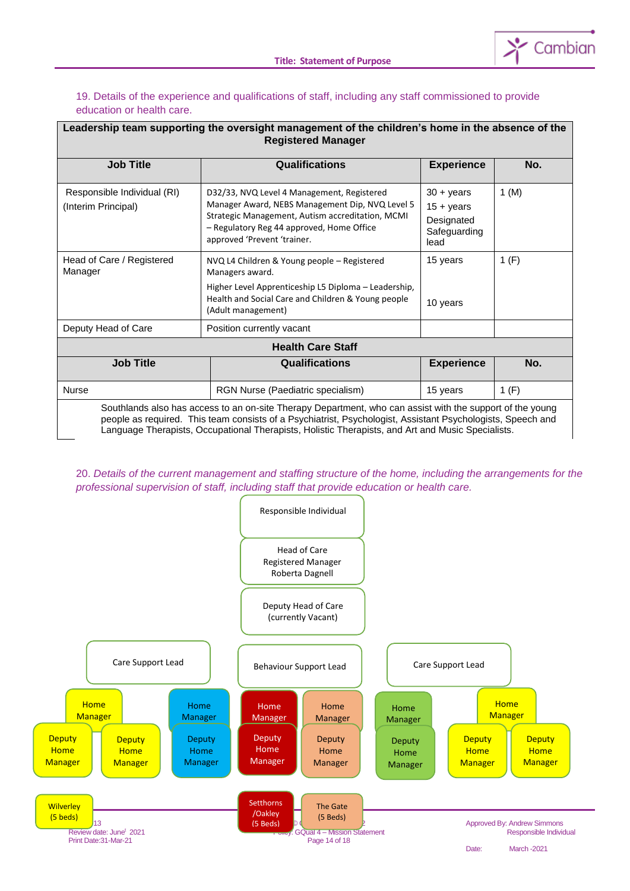19. Details of the experience and qualifications of staff, including any staff commissioned to provide education or health care.

| Leadership team supporting the oversight management of the children's home in the absence of the Registered Manager | | | |
|---|---|---|---|
| **Job Title** | **Qualifications** | **Experience** | **No.** |
| Responsible Individual (RI) (Interim Principal) | D32/33, NVQ Level 4 Management, Registered Manager Award, NEBS Management Dip, NVQ Level 5 Strategic Management, Autism accreditation, MCMI – Regulatory Reg 44 approved, Home Office approved 'Prevent 'trainer. | 30 + years<br>15 + years Designated Safeguarding lead | 1 (M) |
| Head of Care / Registered Manager | NVQ L4 Children & Young people – Registered Managers award.<br>Higher Level Apprenticeship L5 Diploma – Leadership, Health and Social Care and Children & Young people (Adult management) | 15 years<br>10 years | 1 (F) |
| Deputy Head of Care | Position currently vacant | | |
| **Health Care Staff** | | | |
| **Job Title** | **Qualifications** | **Experience** | **No.** |
| Nurse | RGN Nurse (Paediatric specialism) | 15 years | 1 (F) |

Southlands also has access to an on-site Therapy Department, who can assist with the support of the young people as required. This team consists of a Psychiatrist, Psychologist, Assistant Psychologists, Speech and Language Therapists, Occupational Therapists, Holistic Therapists, and Art and Music Specialists.

20. *Details of the current management and staffing structure of the home, including the arrangements for the professional supervision of staff, including staff that provide education or health care.*

- Responsible Individual
- Head of Care, Registered Manager, Roberta Dagnell
- Deputy Head of Care (currently Vacant)
- Care Support Lead
  - Home Manager – Deputy Home Manager – Deputy Home Manager – Wilverley (5 beds)
  - Home Manager – Deputy Home Manager
- Behaviour Support Lead
  - Home Manager – Deputy Home Manager – Setthorns /Oakley (5 Beds)
  - Home Manager – Deputy Home Manager – The Gate (5 Beds)
- Care Support Lead
  - Home Manager – Deputy Home Manager
  - Home Manager – Deputy Home Manager – Deputy Home Manager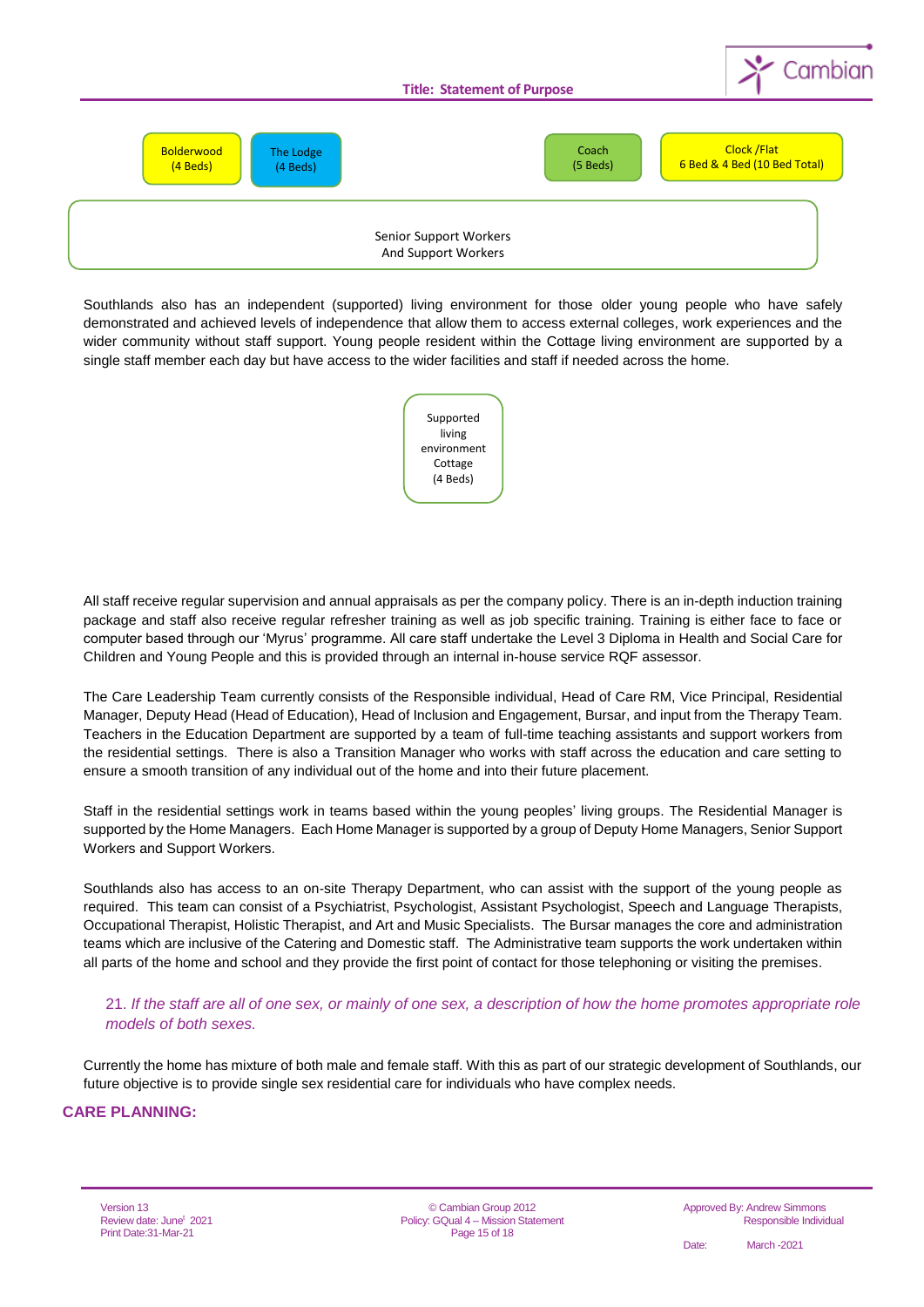Bolderwood (4 Beds) | The Lodge (4 Beds) | Coach (5 Beds) | Clock /Flat 6 Bed & 4 Bed (10 Bed Total)

Senior Support Workers
And Support Workers

Southlands also has an independent (supported) living environment for those older young people who have safely demonstrated and achieved levels of independence that allow them to access external colleges, work experiences and the wider community without staff support. Young people resident within the Cottage living environment are supported by a single staff member each day but have access to the wider facilities and staff if needed across the home.

Supported living environment Cottage (4 Beds)

All staff receive regular supervision and annual appraisals as per the company policy. There is an in-depth induction training package and staff also receive regular refresher training as well as job specific training. Training is either face to face or computer based through our 'Myrus' programme. All care staff undertake the Level 3 Diploma in Health and Social Care for Children and Young People and this is provided through an internal in-house service RQF assessor.

The Care Leadership Team currently consists of the Responsible individual, Head of Care RM, Vice Principal, Residential Manager, Deputy Head (Head of Education), Head of Inclusion and Engagement, Bursar, and input from the Therapy Team. Teachers in the Education Department are supported by a team of full-time teaching assistants and support workers from the residential settings. There is also a Transition Manager who works with staff across the education and care setting to ensure a smooth transition of any individual out of the home and into their future placement.

Staff in the residential settings work in teams based within the young peoples' living groups. The Residential Manager is supported by the Home Managers. Each Home Manager is supported by a group of Deputy Home Managers, Senior Support Workers and Support Workers.

Southlands also has access to an on-site Therapy Department, who can assist with the support of the young people as required. This team can consist of a Psychiatrist, Psychologist, Assistant Psychologist, Speech and Language Therapists, Occupational Therapist, Holistic Therapist, and Art and Music Specialists. The Bursar manages the core and administration teams which are inclusive of the Catering and Domestic staff. The Administrative team supports the work undertaken within all parts of the home and school and they provide the first point of contact for those telephoning or visiting the premises.

21. *If the staff are all of one sex, or mainly of one sex, a description of how the home promotes appropriate role models of both sexes.*

Currently the home has mixture of both male and female staff. With this as part of our strategic development of Southlands, our future objective is to provide single sex residential care for individuals who have complex needs.

## CARE PLANNING: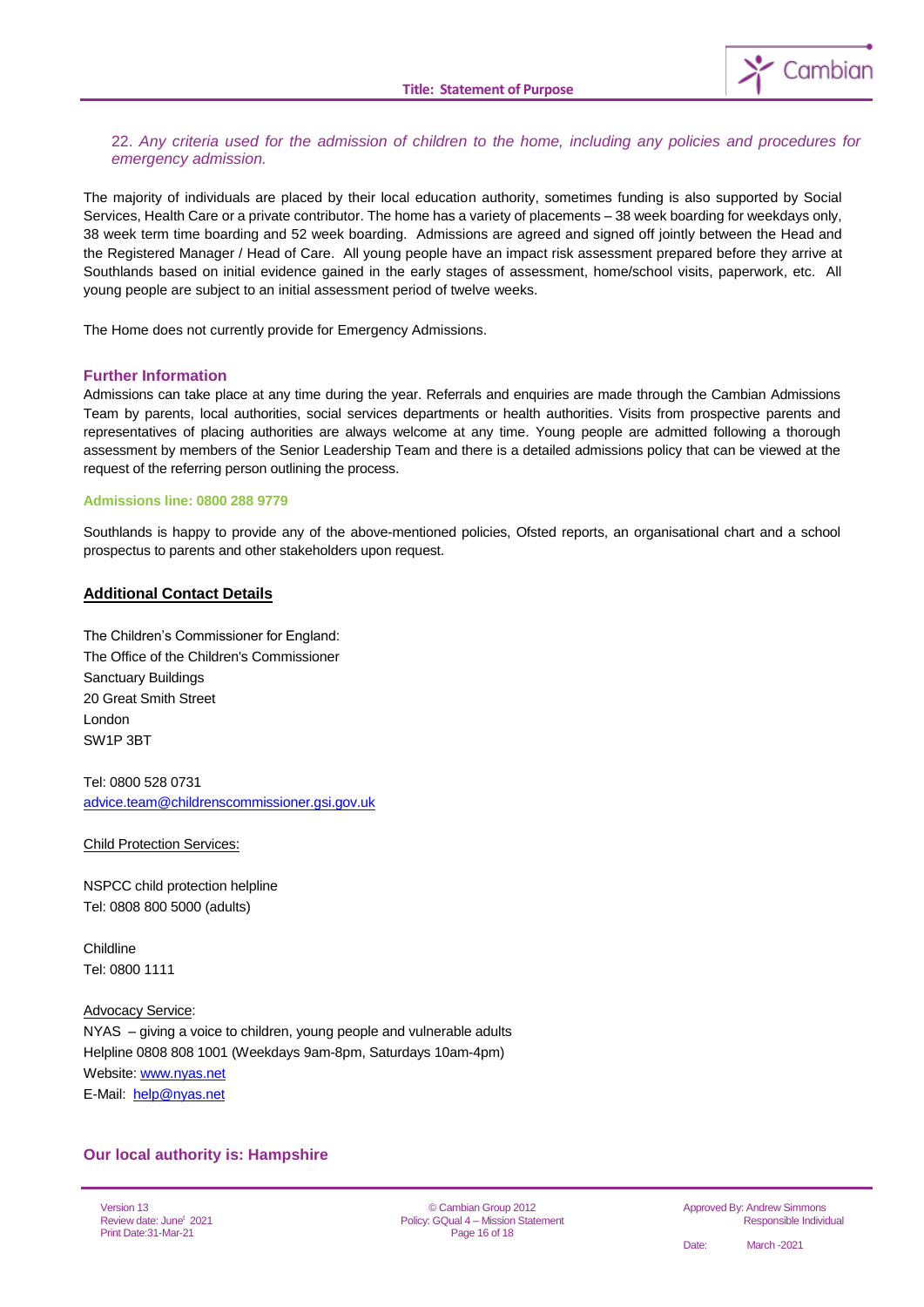*22. Any criteria used for the admission of children to the home, including any policies and procedures for emergency admission.*

The majority of individuals are placed by their local education authority, sometimes funding is also supported by Social Services, Health Care or a private contributor. The home has a variety of placements – 38 week boarding for weekdays only, 38 week term time boarding and 52 week boarding. Admissions are agreed and signed off jointly between the Head and the Registered Manager / Head of Care. All young people have an impact risk assessment prepared before they arrive at Southlands based on initial evidence gained in the early stages of assessment, home/school visits, paperwork, etc. All young people are subject to an initial assessment period of twelve weeks.

The Home does not currently provide for Emergency Admissions.

### Further Information

Admissions can take place at any time during the year. Referrals and enquiries are made through the Cambian Admissions Team by parents, local authorities, social services departments or health authorities. Visits from prospective parents and representatives of placing authorities are always welcome at any time. Young people are admitted following a thorough assessment by members of the Senior Leadership Team and there is a detailed admissions policy that can be viewed at the request of the referring person outlining the process.

**Admissions line: 0800 288 9779**

Southlands is happy to provide any of the above-mentioned policies, Ofsted reports, an organisational chart and a school prospectus to parents and other stakeholders upon request.

## Additional Contact Details

The Children's Commissioner for England:
The Office of the Children's Commissioner
Sanctuary Buildings
20 Great Smith Street
London
SW1P 3BT

Tel: 0800 528 0731
advice.team@childrenscommissioner.gsi.gov.uk

Child Protection Services:

NSPCC child protection helpline
Tel: 0808 800 5000 (adults)

Childline
Tel: 0800 1111

Advocacy Service:
NYAS – giving a voice to children, young people and vulnerable adults
Helpline 0808 808 1001 (Weekdays 9am-8pm, Saturdays 10am-4pm)
Website: www.nyas.net
E-Mail: help@nyas.net

### Our local authority is: Hampshire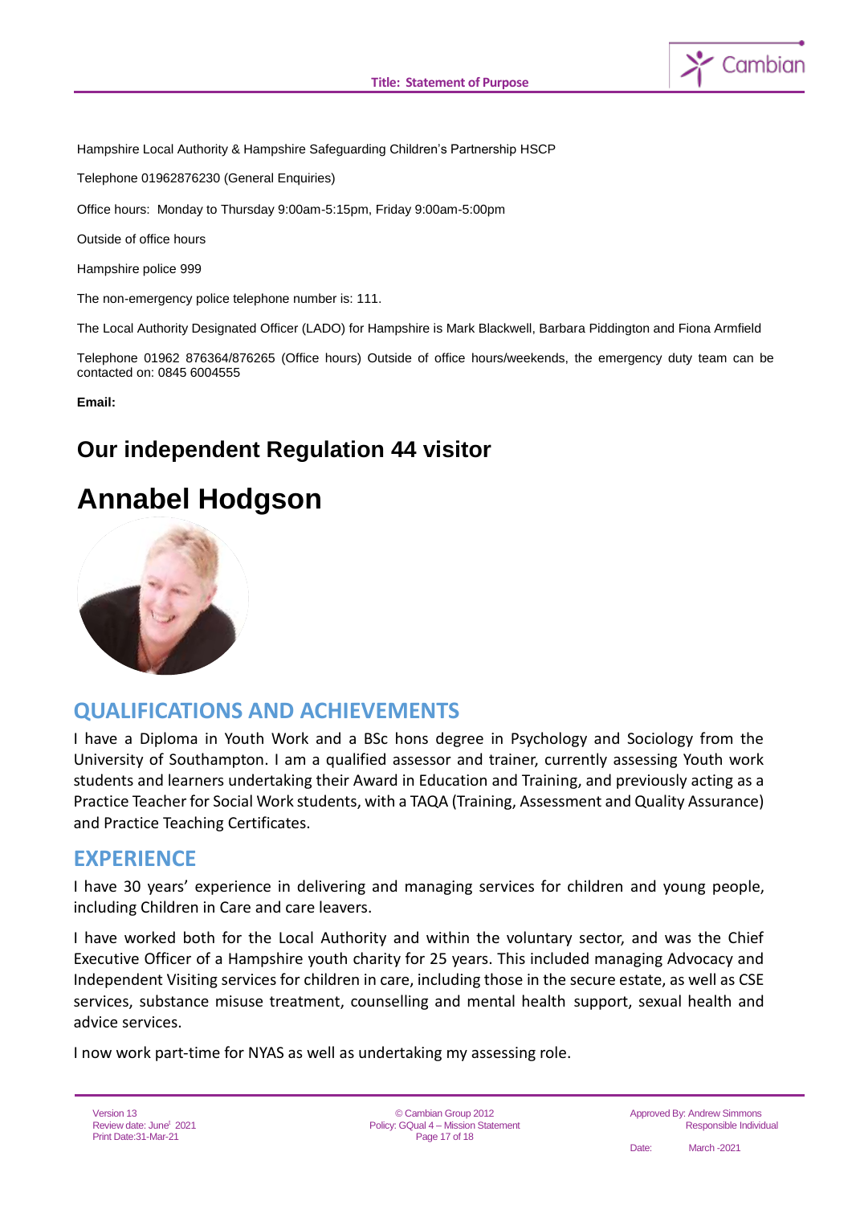Hampshire Local Authority & Hampshire Safeguarding Children's Partnership HSCP

Telephone 01962876230 (General Enquiries)

Office hours: Monday to Thursday 9:00am-5:15pm, Friday 9:00am-5:00pm

Outside of office hours

Hampshire police 999

The non-emergency police telephone number is: 111.

The Local Authority Designated Officer (LADO) for Hampshire is Mark Blackwell, Barbara Piddington and Fiona Armfield

Telephone 01962 876364/876265 (Office hours) Outside of office hours/weekends, the emergency duty team can be contacted on: 0845 6004555

**Email:**

## Our independent Regulation 44 visitor

# Annabel Hodgson

## QUALIFICATIONS AND ACHIEVEMENTS

I have a Diploma in Youth Work and a BSc hons degree in Psychology and Sociology from the University of Southampton. I am a qualified assessor and trainer, currently assessing Youth work students and learners undertaking their Award in Education and Training, and previously acting as a Practice Teacher for Social Work students, with a TAQA (Training, Assessment and Quality Assurance) and Practice Teaching Certificates.

## EXPERIENCE

I have 30 years' experience in delivering and managing services for children and young people, including Children in Care and care leavers.

I have worked both for the Local Authority and within the voluntary sector, and was the Chief Executive Officer of a Hampshire youth charity for 25 years. This included managing Advocacy and Independent Visiting services for children in care, including those in the secure estate, as well as CSE services, substance misuse treatment, counselling and mental health support, sexual health and advice services.

I now work part-time for NYAS as well as undertaking my assessing role.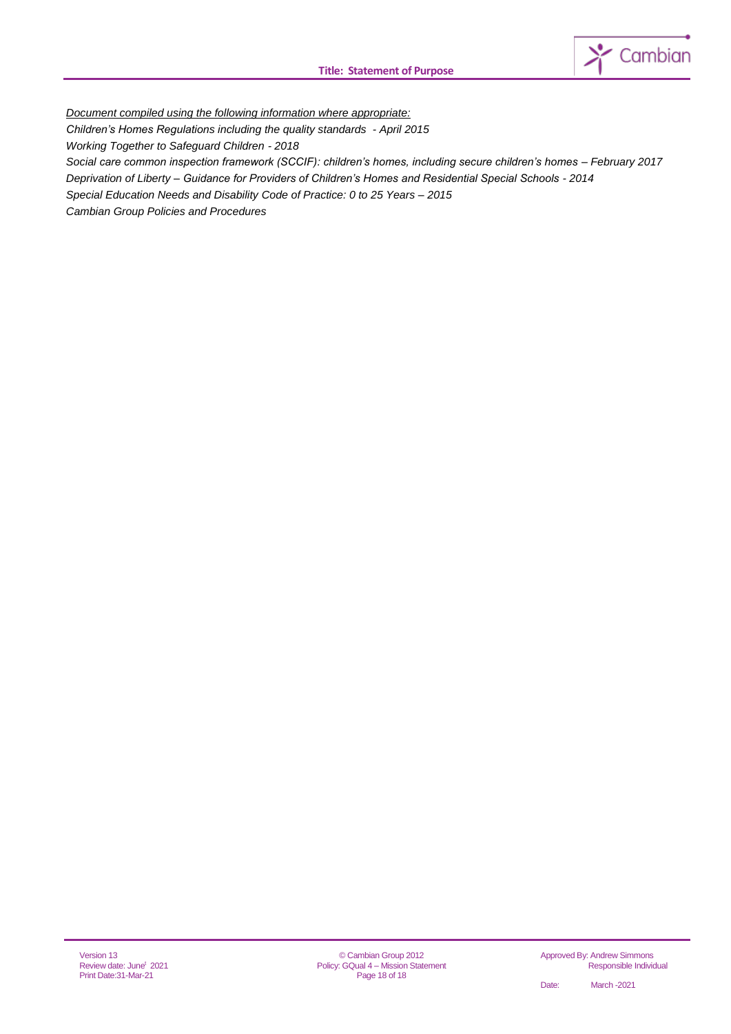*<u>Document compiled using the following information where appropriate:</u>*

*Children's Homes Regulations including the quality standards - April 2015*

*Working Together to Safeguard Children - 2018*

*Social care common inspection framework (SCCIF): children's homes, including secure children's homes – February 2017*

*Deprivation of Liberty – Guidance for Providers of Children's Homes and Residential Special Schools - 2014*

*Special Education Needs and Disability Code of Practice: 0 to 25 Years – 2015*

*Cambian Group Policies and Procedures*